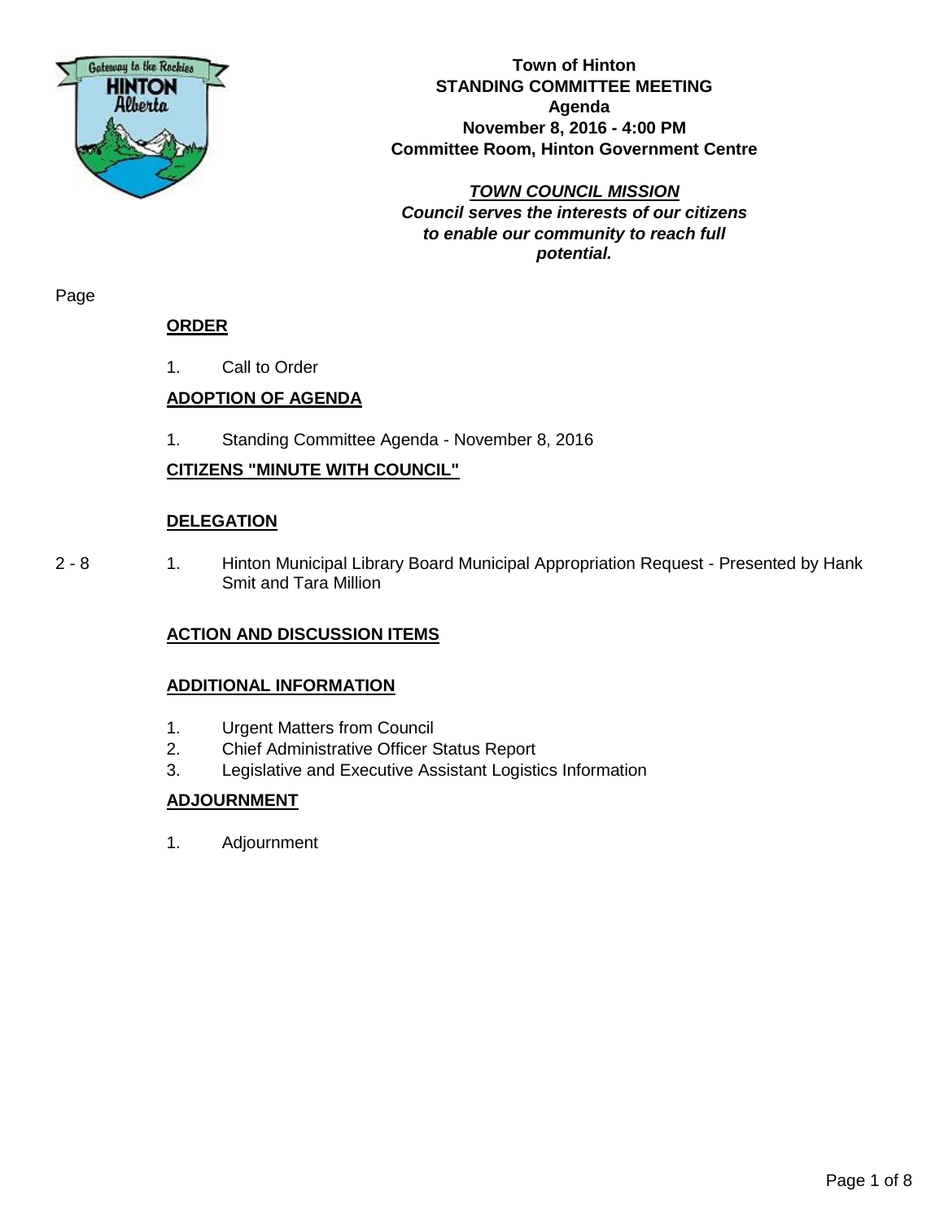**Town of Hinton**
**STANDING COMMITTEE MEETING**
**Agenda**
**November 8, 2016 - 4:00 PM**
**Committee Room, Hinton Government Centre**

***TOWN COUNCIL MISSION***
***Council serves the interests of our citizens to enable our community to reach full potential.***

Page

**ORDER**

1. Call to Order

**ADOPTION OF AGENDA**

1. Standing Committee Agenda - November 8, 2016

**CITIZENS "MINUTE WITH COUNCIL"**

**DELEGATION**

2 - 8 1. Hinton Municipal Library Board Municipal Appropriation Request - Presented by Hank Smit and Tara Million

**ACTION AND DISCUSSION ITEMS**

**ADDITIONAL INFORMATION**

1. Urgent Matters from Council
2. Chief Administrative Officer Status Report
3. Legislative and Executive Assistant Logistics Information

**ADJOURNMENT**

1. Adjournment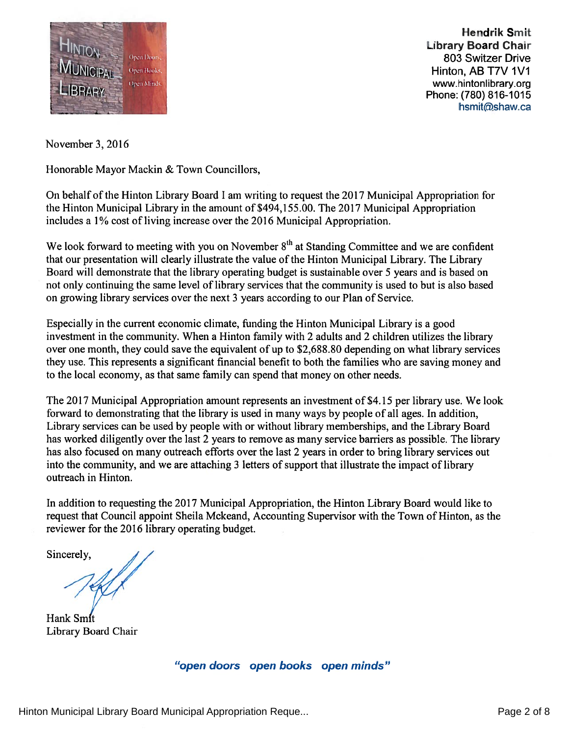**Hendrik Smit**
**Library Board Chair**
803 Switzer Drive
Hinton, AB T7V 1V1
www.hintonlibrary.org
Phone: (780) 816-1015
hsmit@shaw.ca

November 3, 2016

Honorable Mayor Mackin & Town Councillors,

On behalf of the Hinton Library Board I am writing to request the 2017 Municipal Appropriation for the Hinton Municipal Library in the amount of $494,155.00. The 2017 Municipal Appropriation includes a 1% cost of living increase over the 2016 Municipal Appropriation.

We look forward to meeting with you on November 8th at Standing Committee and we are confident that our presentation will clearly illustrate the value of the Hinton Municipal Library. The Library Board will demonstrate that the library operating budget is sustainable over 5 years and is based on not only continuing the same level of library services that the community is used to but is also based on growing library services over the next 3 years according to our Plan of Service.

Especially in the current economic climate, funding the Hinton Municipal Library is a good investment in the community. When a Hinton family with 2 adults and 2 children utilizes the library over one month, they could save the equivalent of up to $2,688.80 depending on what library services they use. This represents a significant financial benefit to both the families who are saving money and to the local economy, as that same family can spend that money on other needs.

The 2017 Municipal Appropriation amount represents an investment of $4.15 per library use. We look forward to demonstrating that the library is used in many ways by people of all ages. In addition, Library services can be used by people with or without library memberships, and the Library Board has worked diligently over the last 2 years to remove as many service barriers as possible. The library has also focused on many outreach efforts over the last 2 years in order to bring library services out into the community, and we are attaching 3 letters of support that illustrate the impact of library outreach in Hinton.

In addition to requesting the 2017 Municipal Appropriation, the Hinton Library Board would like to request that Council appoint Sheila Mckeand, Accounting Supervisor with the Town of Hinton, as the reviewer for the 2016 library operating budget.

Sincerely,

Hank Smit
Library Board Chair

***"open doors open books open minds"***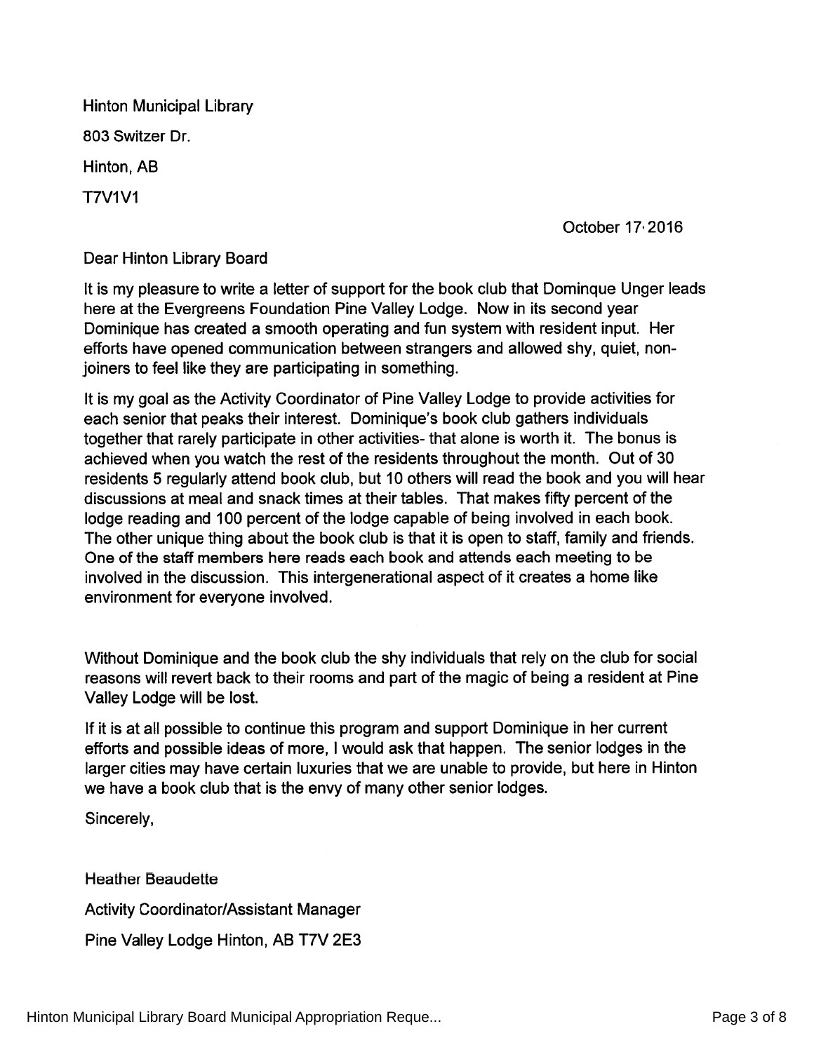Hinton Municipal Library

803 Switzer Dr.

Hinton, AB

T7V1V1

October 17·2016

Dear Hinton Library Board

It is my pleasure to write a letter of support for the book club that Dominque Unger leads here at the Evergreens Foundation Pine Valley Lodge. Now in its second year Dominique has created a smooth operating and fun system with resident input. Her efforts have opened communication between strangers and allowed shy, quiet, non-joiners to feel like they are participating in something.

It is my goal as the Activity Coordinator of Pine Valley Lodge to provide activities for each senior that peaks their interest. Dominique's book club gathers individuals together that rarely participate in other activities- that alone is worth it. The bonus is achieved when you watch the rest of the residents throughout the month. Out of 30 residents 5 regularly attend book club, but 10 others will read the book and you will hear discussions at meal and snack times at their tables. That makes fifty percent of the lodge reading and 100 percent of the lodge capable of being involved in each book. The other unique thing about the book club is that it is open to staff, family and friends. One of the staff members here reads each book and attends each meeting to be involved in the discussion. This intergenerational aspect of it creates a home like environment for everyone involved.

Without Dominique and the book club the shy individuals that rely on the club for social reasons will revert back to their rooms and part of the magic of being a resident at Pine Valley Lodge will be lost.

If it is at all possible to continue this program and support Dominique in her current efforts and possible ideas of more, I would ask that happen. The senior lodges in the larger cities may have certain luxuries that we are unable to provide, but here in Hinton we have a book club that is the envy of many other senior lodges.

Sincerely,

Heather Beaudette

Activity Coordinator/Assistant Manager

Pine Valley Lodge Hinton, AB T7V 2E3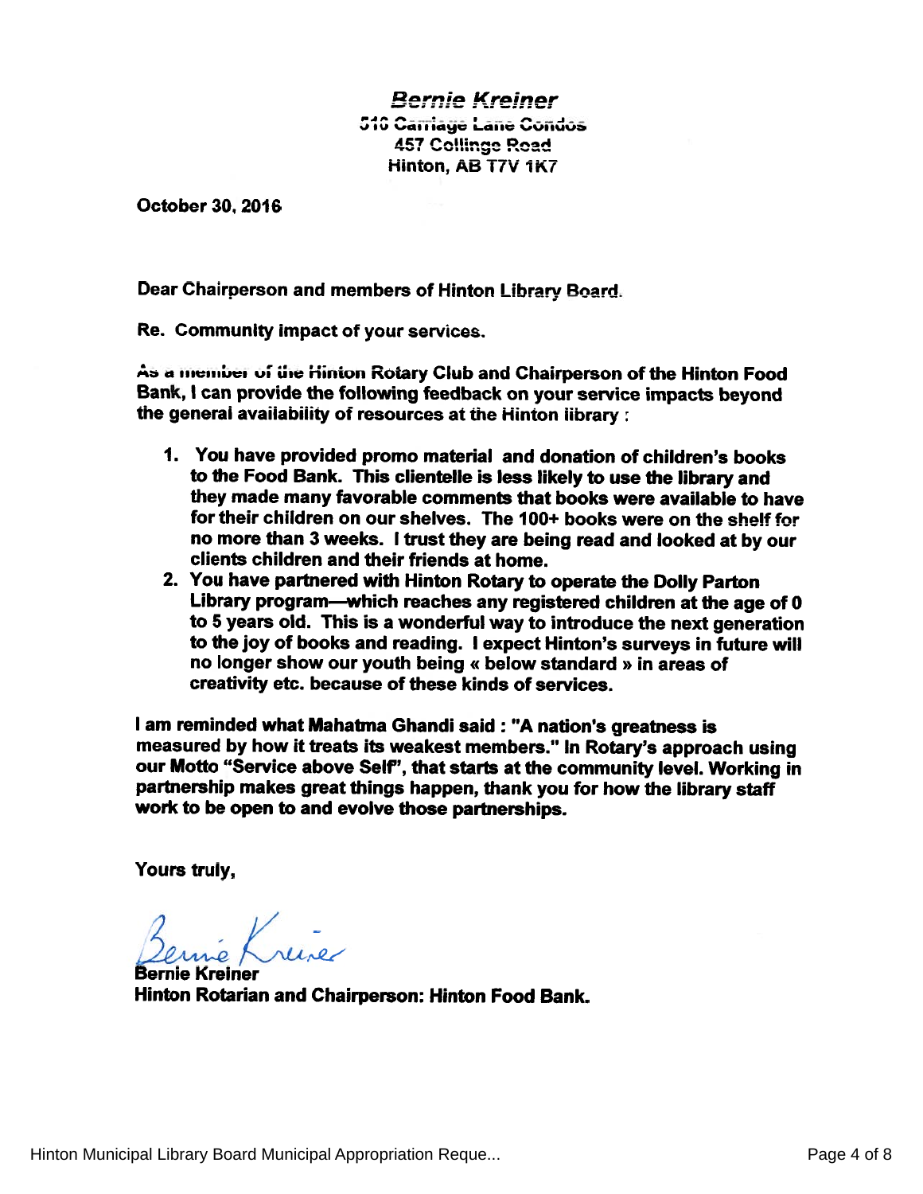**_Bernie Kreiner_**
**510 Carriage Lane Condos**
**457 Collinge Road**
**Hinton, AB T7V 1K7**

**October 30, 2016**

**Dear Chairperson and members of Hinton Library Board.**

**Re. Community impact of your services.**

**As a member of the Hinton Rotary Club and Chairperson of the Hinton Food Bank, I can provide the following feedback on your service impacts beyond the general availability of resources at the Hinton library :**

1. **You have provided promo material and donation of children's books to the Food Bank. This clientelle is less likely to use the library and they made many favorable comments that books were available to have for their children on our shelves. The 100+ books were on the shelf for no more than 3 weeks. I trust they are being read and looked at by our clients children and their friends at home.**
2. **You have partnered with Hinton Rotary to operate the Dolly Parton Library program—which reaches any registered children at the age of 0 to 5 years old. This is a wonderful way to introduce the next generation to the joy of books and reading. I expect Hinton's surveys in future will no longer show our youth being « below standard » in areas of creativity etc. because of these kinds of services.**

**I am reminded what Mahatma Ghandi said : "A nation's greatness is measured by how it treats its weakest members." In Rotary's approach using our Motto "Service above Self", that starts at the community level. Working in partnership makes great things happen, thank you for how the library staff work to be open to and evolve those partnerships.**

**Yours truly,**

Bernie Kreiner

**Bernie Kreiner**
**Hinton Rotarian and Chairperson: Hinton Food Bank.**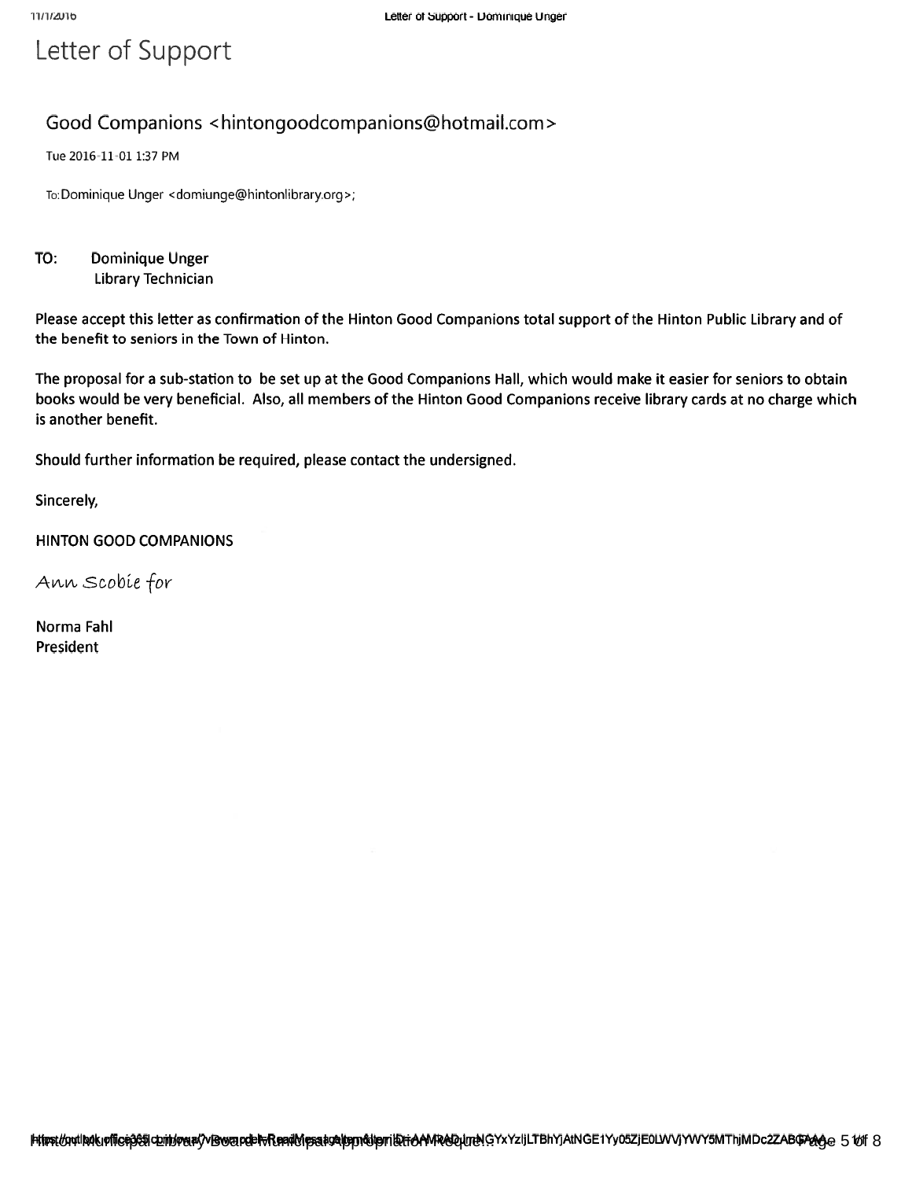# Letter of Support

## Good Companions <hintongoodcompanions@hotmail.com>

Tue 2016-11-01 1:37 PM

To: Dominique Unger <domiunge@hintonlibrary.org>;

**TO:** **Dominique Unger**
**Library Technician**

**Please accept this letter as confirmation of the Hinton Good Companions total support of the Hinton Public Library and of the benefit to seniors in the Town of Hinton.**

**The proposal for a sub-station to be set up at the Good Companions Hall, which would make it easier for seniors to obtain books would be very beneficial. Also, all members of the Hinton Good Companions receive library cards at no charge which is another benefit.**

**Should further information be required, please contact the undersigned.**

**Sincerely,**

**HINTON GOOD COMPANIONS**

*Ann Scobie for*

**Norma Fahl**
**President**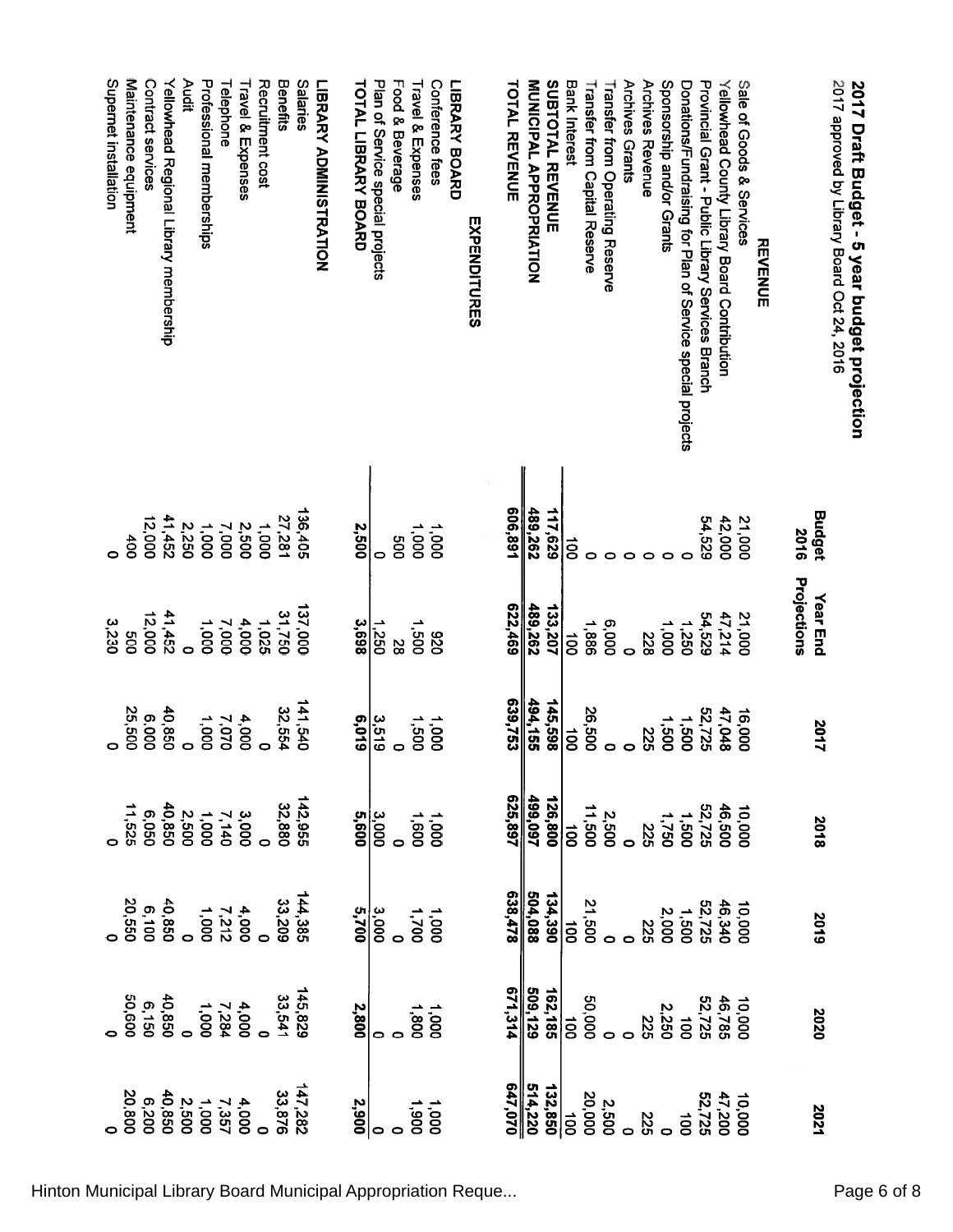## 2017 Draft Budget - 5 year budget projection

2017 approved by Library Board Oct 24, 2016

| | Budget 2016 | Year End Projections | 2017 | 2018 | 2019 | 2020 | 2021 |
|---|---|---|---|---|---|---|---|
| **REVENUE** | | | | | | | |
| Sale of Goods & Services | 21,000 | 21,000 | 16,000 | 10,000 | 10,000 | 10,000 | 10,000 |
| Yellowhead County Library Board Contribution | 42,000 | 47,214 | 47,048 | 46,500 | 46,340 | 46,785 | 47,200 |
| Provincial Grant - Public Library Services Branch | 54,529 | 54,529 | 52,725 | 52,725 | 52,725 | 52,725 | 52,725 |
| Donations/Fundraising for Plan of Service special projects | 0 | 1,250 | 1,500 | 1,500 | 1,500 | 100 | 100 |
| Sponsorship and/or Grants | 0 | 1,000 | 1,500 | 1,750 | 2,000 | 2,250 | 0 |
| Archives Revenue | 0 | 228 | 225 | 225 | 225 | 225 | 225 |
| Archives Grants | 0 | 0 | 0 | 0 | 0 | 0 | 0 |
| Transfer from Operating Reserve | 0 | 6,000 | 0 | 2,500 | 0 | 0 | 2,500 |
| Transfer from Capital Reserve | 0 | 1,886 | 26,500 | 11,500 | 21,500 | 50,000 | 20,000 |
| Bank Interest | 100 | 100 | 100 | 100 | 100 | 100 | 100 |
| **SUBTOTAL REVENUE** | **117,629** | **133,207** | **145,598** | **126,800** | **134,390** | **162,185** | **132,850** |
| **MUNICIPAL APPROPRIATION** | **489,262** | **489,262** | **494,155** | **499,097** | **504,088** | **509,129** | **514,220** |
| **TOTAL REVENUE** | **606,891** | **622,469** | **639,753** | **625,897** | **638,478** | **671,314** | **647,070** |
| **EXPENDITURES** | | | | | | | |
| **LIBRARY BOARD** | | | | | | | |
| Conference fees | 1,000 | 920 | 1,000 | 1,000 | 1,000 | 1,000 | 1,000 |
| Travel & Expenses | 1,000 | 1,500 | 1,500 | 1,600 | 1,700 | 1,800 | 1,900 |
| Food & Beverage | 500 | 28 | 0 | 0 | 0 | 0 | 0 |
| Plan of Service special projects | 0 | 1,250 | 3,519 | 3,000 | 3,000 | 0 | 0 |
| **TOTAL LIBRARY BOARD** | **2,500** | **3,698** | **6,019** | **5,600** | **5,700** | **2,800** | **2,900** |
| **LIBRARY ADMINISTRATION** | | | | | | | |
| Salaries | 136,405 | 137,000 | 141,540 | 142,955 | 144,385 | 145,829 | 147,282 |
| Benefits | 27,281 | 31,750 | 32,554 | 32,880 | 33,209 | 33,541 | 33,876 |
| Recruitment cost | 1,000 | 1,025 | 0 | 0 | 0 | 0 | 0 |
| Travel & Expenses | 2,500 | 4,000 | 4,000 | 3,000 | 4,000 | 4,000 | 4,000 |
| Telephone | 7,000 | 7,000 | 7,070 | 7,140 | 7,212 | 7,284 | 7,357 |
| Professional memberships | 1,000 | 1,000 | 1,000 | 1,000 | 1,000 | 1,000 | 1,000 |
| Audit | 2,250 | 0 | 0 | 2,500 | 0 | 0 | 2,500 |
| Yellowhead Regional Library membership | 41,452 | 41,452 | 40,850 | 40,850 | 40,850 | 40,850 | 40,850 |
| Contract services | 12,000 | 12,000 | 6,000 | 6,050 | 6,100 | 6,150 | 6,200 |
| Maintenance equipment | 400 | 500 | 25,500 | 11,525 | 20,550 | 50,600 | 20,800 |
| Supernet installation | 0 | 3,230 | 0 | 0 | 0 | 0 | 0 |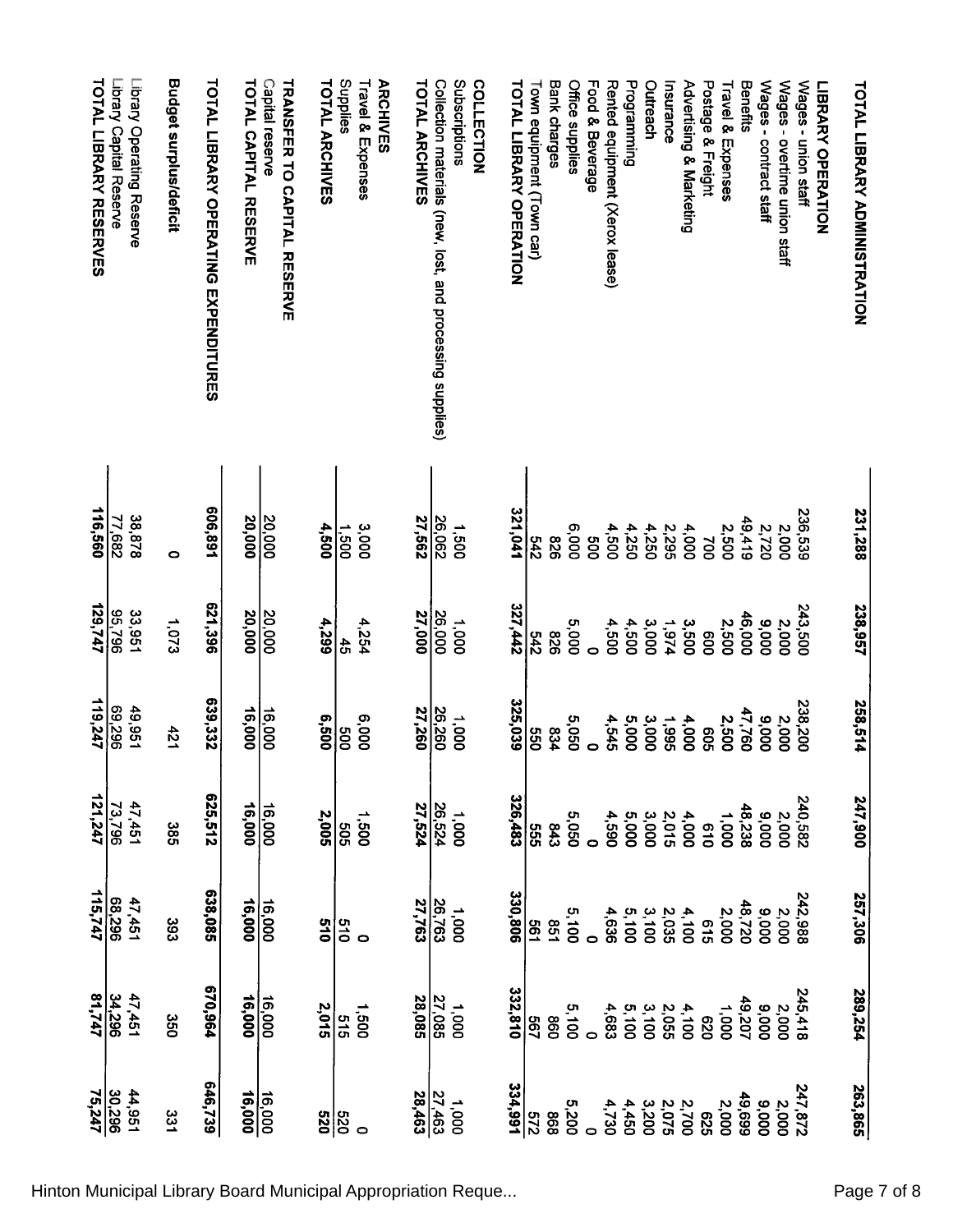| | | | | | | | |
|---|---|---|---|---|---|---|---|
| **TOTAL LIBRARY ADMINISTRATION** | **231,288** | **238,957** | **258,514** | **247,900** | **257,306** | **289,254** | **263,865** |
| **LIBRARY OPERATION** | | | | | | | |
| Wages - union staff | 236,539 | 243,500 | 238,200 | 240,582 | 242,988 | 245,418 | 247,872 |
| Wages - overtime union staff | 2,000 | 2,000 | 2,000 | 2,000 | 2,000 | 2,000 | 2,000 |
| Wages - contract staff | 2,720 | 9,000 | 9,000 | 9,000 | 9,000 | 9,000 | 9,000 |
| Benefits | 49,419 | 46,000 | 47,760 | 48,238 | 48,720 | 49,207 | 49,699 |
| Travel & Expenses | 2,500 | 2,500 | 2,500 | 1,000 | 2,000 | 1,000 | 2,000 |
| Postage & Freight | 700 | 600 | 605 | 610 | 615 | 620 | 625 |
| Advertising & Marketing | 4,000 | 3,500 | 4,000 | 4,000 | 4,100 | 4,100 | 2,700 |
| Insurance | 2,295 | 1,974 | 1,995 | 2,015 | 2,035 | 2,055 | 2,075 |
| Outreach | 4,250 | 3,000 | 3,000 | 3,000 | 3,100 | 3,100 | 3,200 |
| Programming | 4,250 | 4,500 | 5,000 | 5,000 | 5,100 | 5,100 | 4,450 |
| Rented equipment (Xerox lease) | 4,500 | 4,500 | 4,545 | 4,590 | 4,636 | 4,683 | 4,730 |
| Food & Beverage | 500 | 0 | 0 | 0 | 0 | 0 | 0 |
| Office supplies | 6,000 | 5,000 | 5,050 | 5,050 | 5,100 | 5,100 | 5,200 |
| Bank charges | 826 | 826 | 834 | 843 | 851 | 860 | 868 |
| Town equipment (Town car) | 542 | 542 | 550 | 555 | 561 | 567 | 572 |
| **TOTAL LIBRARY OPERATION** | **321,041** | **327,442** | **325,039** | **326,483** | **330,806** | **332,810** | **334,991** |
| **COLLECTION** | | | | | | | |
| Subscriptions | 1,500 | 1,000 | 1,000 | 1,000 | 1,000 | 1,000 | 1,000 |
| Collection materials (new, lost, and processing supplies) | 26,062 | 26,000 | 26,260 | 26,524 | 26,763 | 27,085 | 27,463 |
| **TOTAL ARCHIVES** | **27,562** | **27,000** | **27,260** | **27,524** | **27,763** | **28,085** | **28,463** |
| **ARCHIVES** | | | | | | | |
| Travel & Expenses | 3,000 | 4,254 | 6,000 | 1,500 | 0 | 1,500 | 0 |
| Supplies | 1,500 | 45 | 500 | 505 | 510 | 515 | 520 |
| **TOTAL ARCHIVES** | **4,500** | **4,299** | **6,500** | **2,005** | **510** | **2,015** | **520** |
| **TRANSFER TO CAPITAL RESERVE** | | | | | | | |
| Capital reserve | 20,000 | 20,000 | 16,000 | 16,000 | 16,000 | 16,000 | 16,000 |
| **TOTAL CAPITAL RESERVE** | **20,000** | **20,000** | **16,000** | **16,000** | **16,000** | **16,000** | **16,000** |
| **TOTAL LIBRARY OPERATING EXPENDITURES** | **606,891** | **621,396** | **639,332** | **625,512** | **638,085** | **670,964** | **646,739** |
| **Budget surplus/deficit** | 0 | 1,073 | 421 | 385 | 393 | 350 | 331 |
| Library Operating Reserve | 38,878 | 33,951 | 49,951 | 47,451 | 47,451 | 47,451 | 44,951 |
| Library Capital Reserve | 77,682 | 95,796 | 69,296 | 73,796 | 68,296 | 34,296 | 30,296 |
| **TOTAL LIBRARY RESERVES** | **116,560** | **129,747** | **119,247** | **121,247** | **115,747** | **81,747** | **75,247** |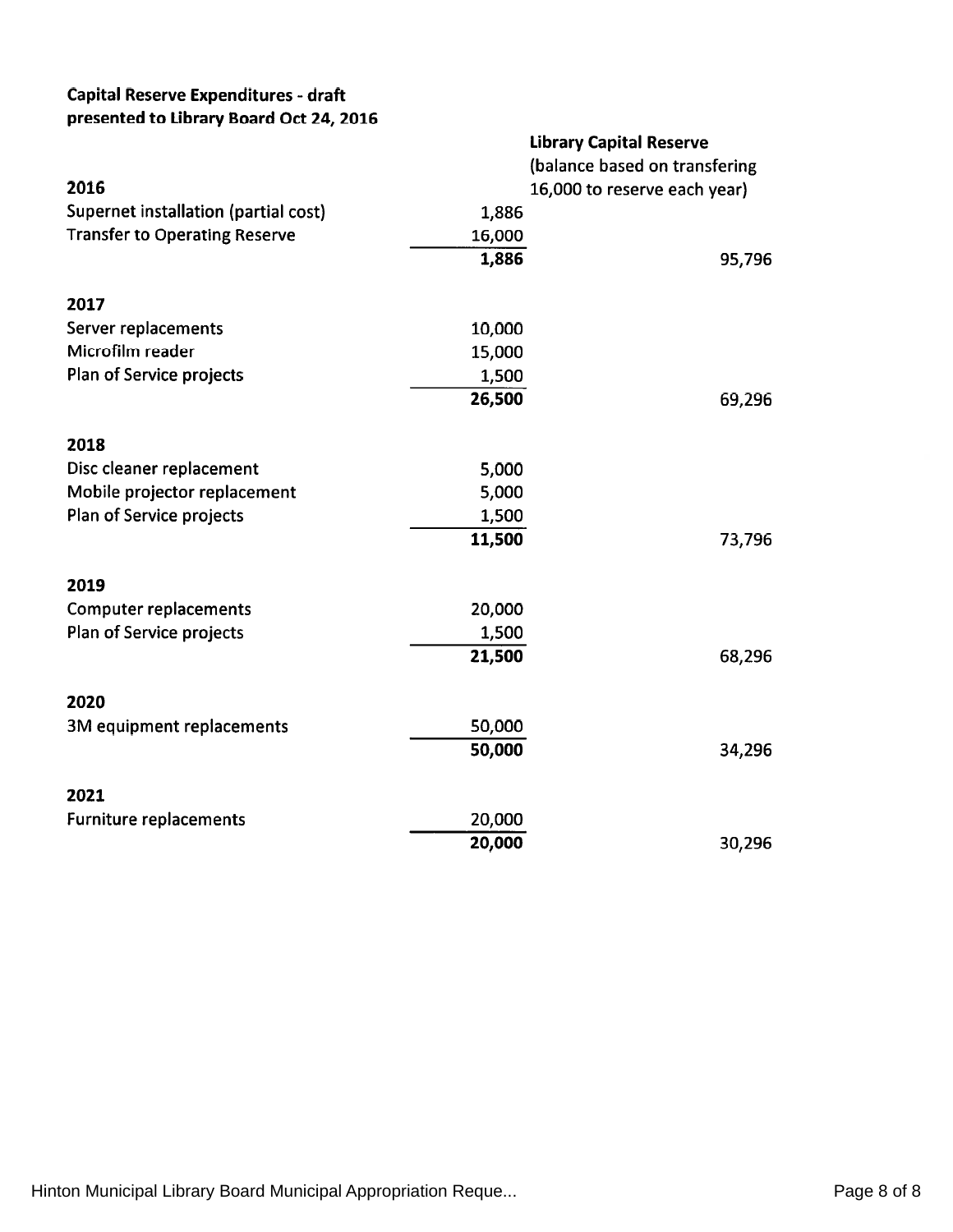**Capital Reserve Expenditures - draft**
**presented to Library Board Oct 24, 2016**

| | | Library Capital Reserve (balance based on transfering 16,000 to reserve each year) |
|---|---|---|
| **2016** | | |
| Supernet installation (partial cost) | 1,886 | |
| Transfer to Operating Reserve | 16,000 | |
| | **1,886** | 95,796 |
| **2017** | | |
| Server replacements | 10,000 | |
| Microfilm reader | 15,000 | |
| Plan of Service projects | 1,500 | |
| | **26,500** | 69,296 |
| **2018** | | |
| Disc cleaner replacement | 5,000 | |
| Mobile projector replacement | 5,000 | |
| Plan of Service projects | 1,500 | |
| | **11,500** | 73,796 |
| **2019** | | |
| Computer replacements | 20,000 | |
| Plan of Service projects | 1,500 | |
| | **21,500** | 68,296 |
| **2020** | | |
| 3M equipment replacements | 50,000 | |
| | **50,000** | 34,296 |
| **2021** | | |
| Furniture replacements | 20,000 | |
| | **20,000** | 30,296 |